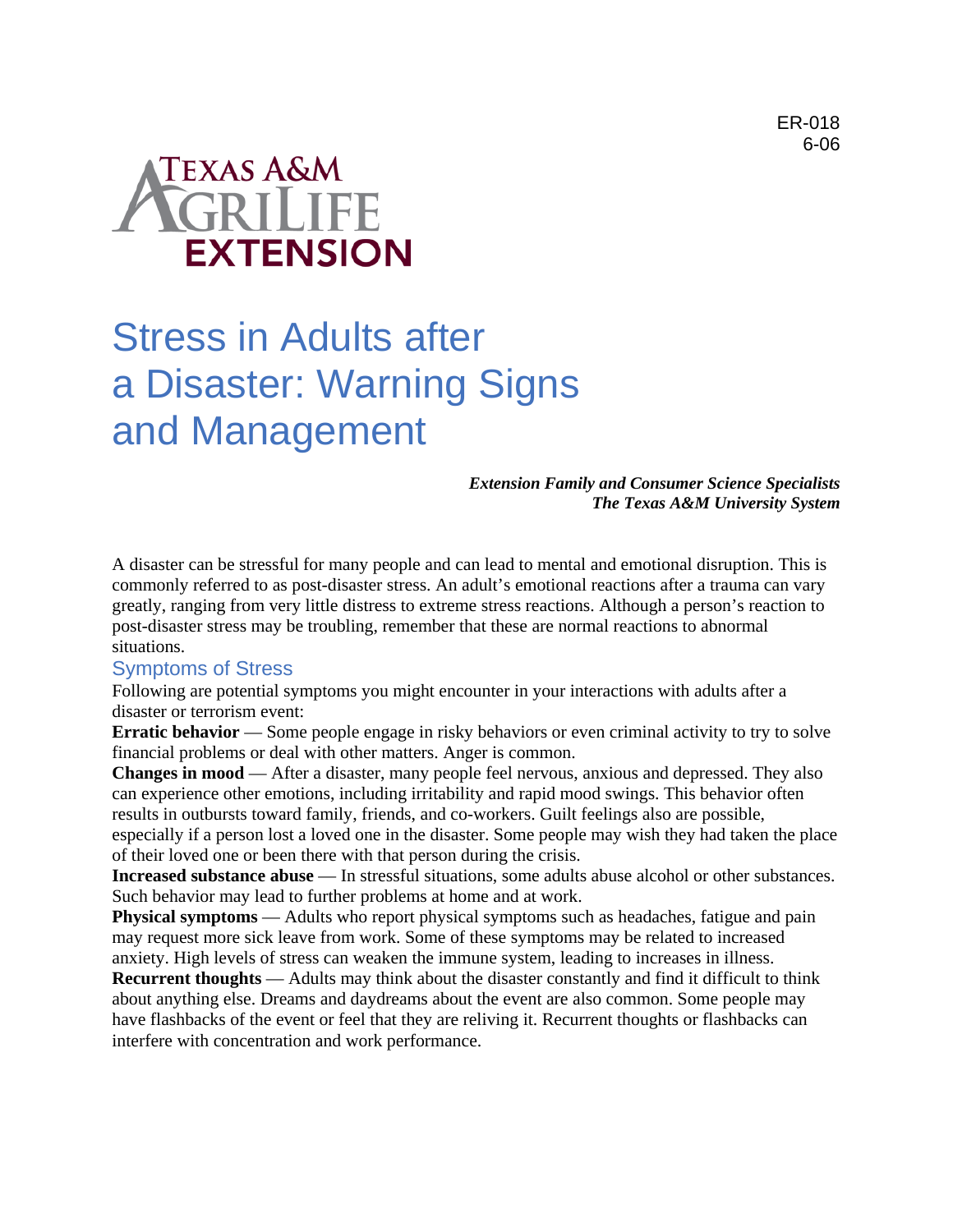ER-018
6-06

TEXAS A&M AGRILIFE EXTENSION

# Stress in Adults after a Disaster: Warning Signs and Management

***Extension Family and Consumer Science Specialists***
***The Texas A&M University System***

A disaster can be stressful for many people and can lead to mental and emotional disruption. This is commonly referred to as post-disaster stress. An adult's emotional reactions after a trauma can vary greatly, ranging from very little distress to extreme stress reactions. Although a person's reaction to post-disaster stress may be troubling, remember that these are normal reactions to abnormal situations.

## Symptoms of Stress

Following are potential symptoms you might encounter in your interactions with adults after a disaster or terrorism event:

**Erratic behavior** — Some people engage in risky behaviors or even criminal activity to try to solve financial problems or deal with other matters. Anger is common.

**Changes in mood** — After a disaster, many people feel nervous, anxious and depressed. They also can experience other emotions, including irritability and rapid mood swings. This behavior often results in outbursts toward family, friends, and co-workers. Guilt feelings also are possible, especially if a person lost a loved one in the disaster. Some people may wish they had taken the place of their loved one or been there with that person during the crisis.

**Increased substance abuse** — In stressful situations, some adults abuse alcohol or other substances. Such behavior may lead to further problems at home and at work.

**Physical symptoms** — Adults who report physical symptoms such as headaches, fatigue and pain may request more sick leave from work. Some of these symptoms may be related to increased anxiety. High levels of stress can weaken the immune system, leading to increases in illness.

**Recurrent thoughts** — Adults may think about the disaster constantly and find it difficult to think about anything else. Dreams and daydreams about the event are also common. Some people may have flashbacks of the event or feel that they are reliving it. Recurrent thoughts or flashbacks can interfere with concentration and work performance.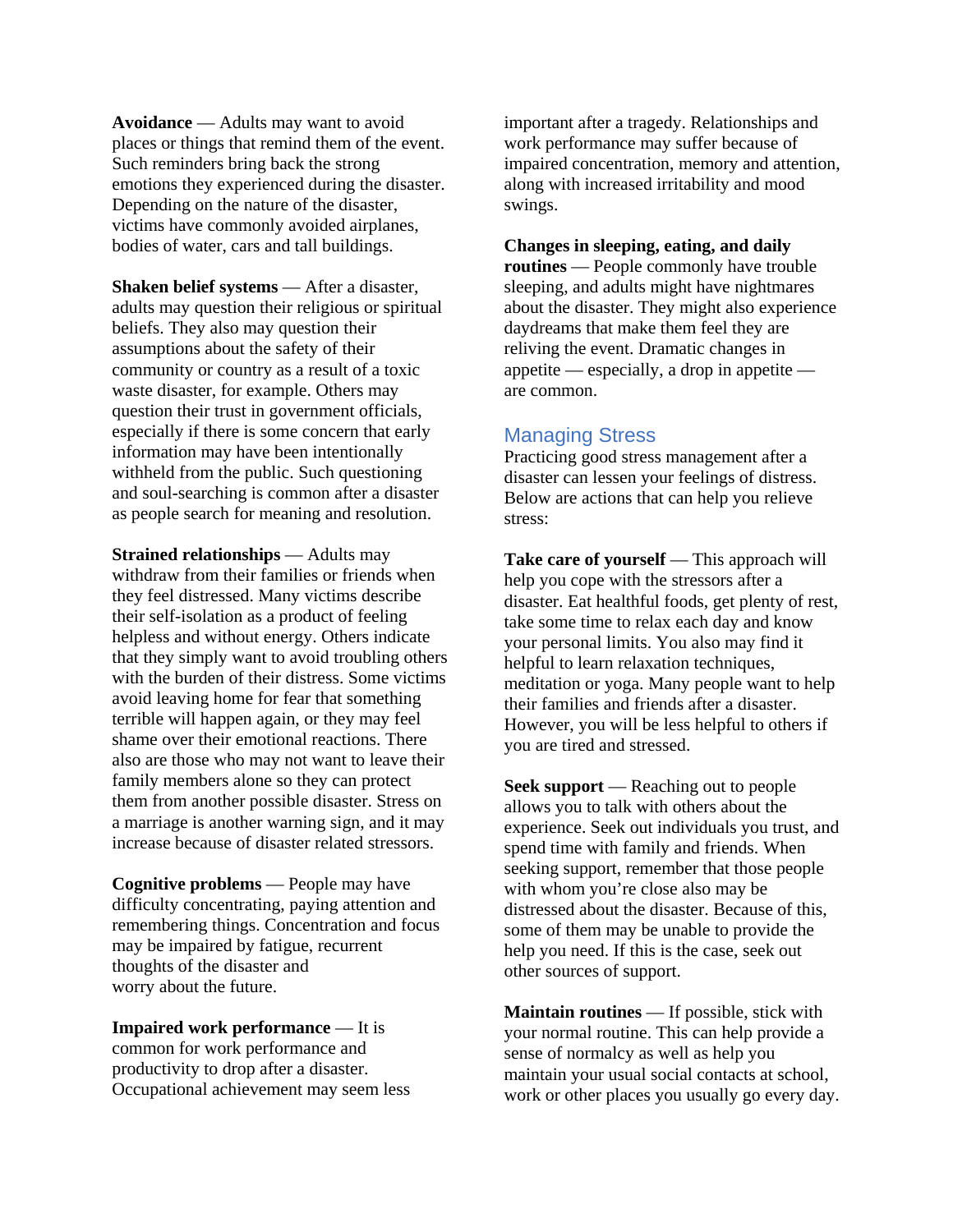**Avoidance** — Adults may want to avoid places or things that remind them of the event. Such reminders bring back the strong emotions they experienced during the disaster. Depending on the nature of the disaster, victims have commonly avoided airplanes, bodies of water, cars and tall buildings.

**Shaken belief systems** — After a disaster, adults may question their religious or spiritual beliefs. They also may question their assumptions about the safety of their community or country as a result of a toxic waste disaster, for example. Others may question their trust in government officials, especially if there is some concern that early information may have been intentionally withheld from the public. Such questioning and soul-searching is common after a disaster as people search for meaning and resolution.

**Strained relationships** — Adults may withdraw from their families or friends when they feel distressed. Many victims describe their self-isolation as a product of feeling helpless and without energy. Others indicate that they simply want to avoid troubling others with the burden of their distress. Some victims avoid leaving home for fear that something terrible will happen again, or they may feel shame over their emotional reactions. There also are those who may not want to leave their family members alone so they can protect them from another possible disaster. Stress on a marriage is another warning sign, and it may increase because of disaster related stressors.

**Cognitive problems** — People may have difficulty concentrating, paying attention and remembering things. Concentration and focus may be impaired by fatigue, recurrent thoughts of the disaster and worry about the future.

**Impaired work performance** — It is common for work performance and productivity to drop after a disaster. Occupational achievement may seem less important after a tragedy. Relationships and work performance may suffer because of impaired concentration, memory and attention, along with increased irritability and mood swings.

**Changes in sleeping, eating, and daily routines** — People commonly have trouble sleeping, and adults might have nightmares about the disaster. They might also experience daydreams that make them feel they are reliving the event. Dramatic changes in appetite — especially, a drop in appetite — are common.

## Managing Stress

Practicing good stress management after a disaster can lessen your feelings of distress. Below are actions that can help you relieve stress:

**Take care of yourself** — This approach will help you cope with the stressors after a disaster. Eat healthful foods, get plenty of rest, take some time to relax each day and know your personal limits. You also may find it helpful to learn relaxation techniques, meditation or yoga. Many people want to help their families and friends after a disaster. However, you will be less helpful to others if you are tired and stressed.

**Seek support** — Reaching out to people allows you to talk with others about the experience. Seek out individuals you trust, and spend time with family and friends. When seeking support, remember that those people with whom you're close also may be distressed about the disaster. Because of this, some of them may be unable to provide the help you need. If this is the case, seek out other sources of support.

**Maintain routines** — If possible, stick with your normal routine. This can help provide a sense of normalcy as well as help you maintain your usual social contacts at school, work or other places you usually go every day.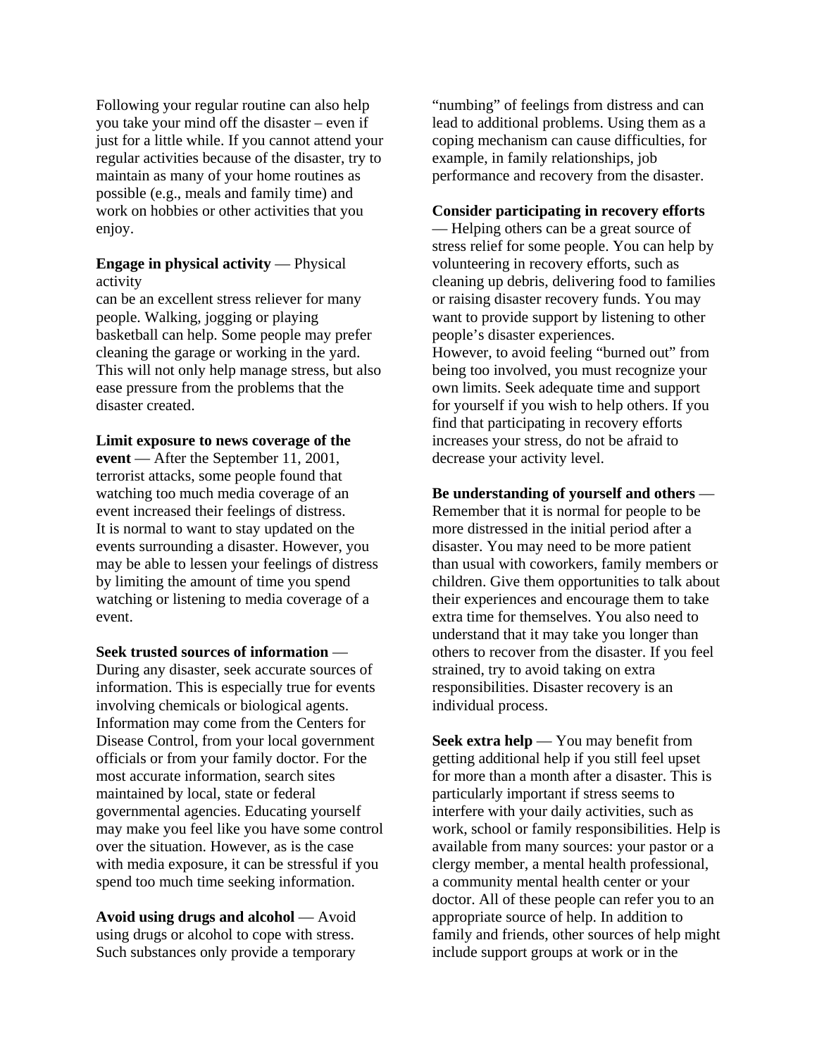Following your regular routine can also help you take your mind off the disaster – even if just for a little while. If you cannot attend your regular activities because of the disaster, try to maintain as many of your home routines as possible (e.g., meals and family time) and work on hobbies or other activities that you enjoy.

**Engage in physical activity** — Physical activity can be an excellent stress reliever for many people. Walking, jogging or playing basketball can help. Some people may prefer cleaning the garage or working in the yard. This will not only help manage stress, but also ease pressure from the problems that the disaster created.

**Limit exposure to news coverage of the event** — After the September 11, 2001, terrorist attacks, some people found that watching too much media coverage of an event increased their feelings of distress. It is normal to want to stay updated on the events surrounding a disaster. However, you may be able to lessen your feelings of distress by limiting the amount of time you spend watching or listening to media coverage of a event.

**Seek trusted sources of information** — During any disaster, seek accurate sources of information. This is especially true for events involving chemicals or biological agents. Information may come from the Centers for Disease Control, from your local government officials or from your family doctor. For the most accurate information, search sites maintained by local, state or federal governmental agencies. Educating yourself may make you feel like you have some control over the situation. However, as is the case with media exposure, it can be stressful if you spend too much time seeking information.

**Avoid using drugs and alcohol** — Avoid using drugs or alcohol to cope with stress. Such substances only provide a temporary "numbing" of feelings from distress and can lead to additional problems. Using them as a coping mechanism can cause difficulties, for example, in family relationships, job performance and recovery from the disaster.

**Consider participating in recovery efforts** — Helping others can be a great source of stress relief for some people. You can help by volunteering in recovery efforts, such as cleaning up debris, delivering food to families or raising disaster recovery funds. You may want to provide support by listening to other people's disaster experiences.
However, to avoid feeling "burned out" from being too involved, you must recognize your own limits. Seek adequate time and support for yourself if you wish to help others. If you find that participating in recovery efforts increases your stress, do not be afraid to decrease your activity level.

**Be understanding of yourself and others** — Remember that it is normal for people to be more distressed in the initial period after a disaster. You may need to be more patient than usual with coworkers, family members or children. Give them opportunities to talk about their experiences and encourage them to take extra time for themselves. You also need to understand that it may take you longer than others to recover from the disaster. If you feel strained, try to avoid taking on extra responsibilities. Disaster recovery is an individual process.

**Seek extra help** — You may benefit from getting additional help if you still feel upset for more than a month after a disaster. This is particularly important if stress seems to interfere with your daily activities, such as work, school or family responsibilities. Help is available from many sources: your pastor or a clergy member, a mental health professional, a community mental health center or your doctor. All of these people can refer you to an appropriate source of help. In addition to family and friends, other sources of help might include support groups at work or in the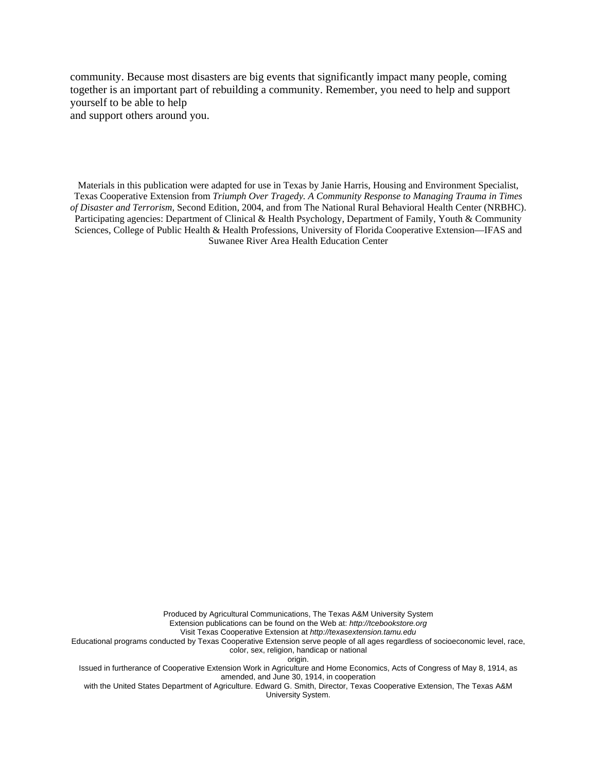community. Because most disasters are big events that significantly impact many people, coming together is an important part of rebuilding a community. Remember, you need to help and support yourself to be able to help and support others around you.

Materials in this publication were adapted for use in Texas by Janie Harris, Housing and Environment Specialist, Texas Cooperative Extension from *Triumph Over Tragedy. A Community Response to Managing Trauma in Times of Disaster and Terrorism,* Second Edition, 2004, and from The National Rural Behavioral Health Center (NRBHC). Participating agencies: Department of Clinical & Health Psychology, Department of Family, Youth & Community Sciences, College of Public Health & Health Professions, University of Florida Cooperative Extension—IFAS and Suwanee River Area Health Education Center

Produced by Agricultural Communications, The Texas A&M University System
Extension publications can be found on the Web at: *http://tcebookstore.org*
Visit Texas Cooperative Extension at *http://texasextension.tamu.edu*
Educational programs conducted by Texas Cooperative Extension serve people of all ages regardless of socioeconomic level, race, color, sex, religion, handicap or national origin.
Issued in furtherance of Cooperative Extension Work in Agriculture and Home Economics, Acts of Congress of May 8, 1914, as amended, and June 30, 1914, in cooperation with the United States Department of Agriculture. Edward G. Smith, Director, Texas Cooperative Extension, The Texas A&M University System.